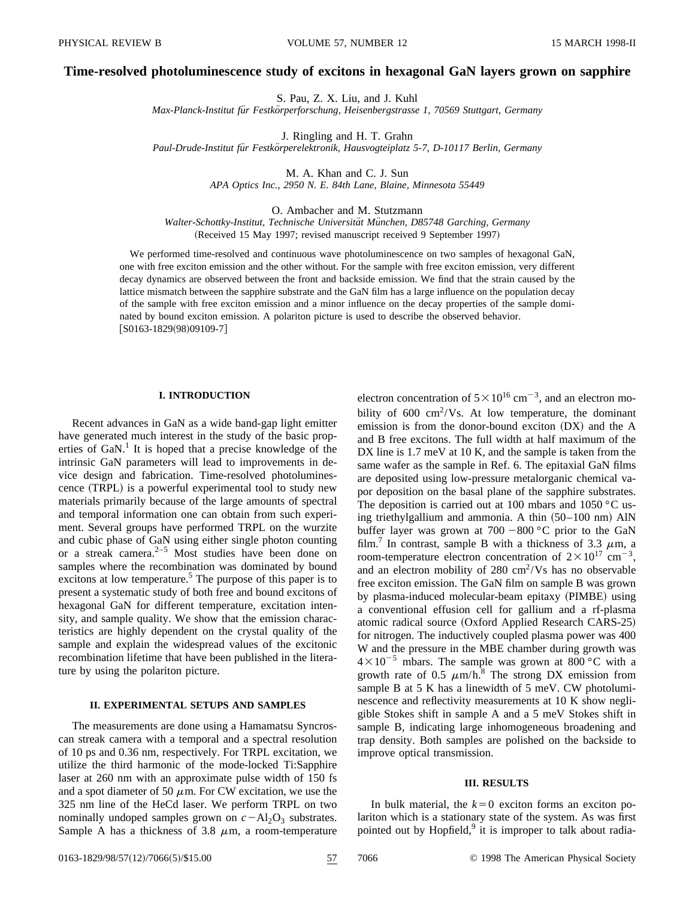# Time-resolved photoluminescence study of excitons in hexagonal GaN layers grown on sapphire

S. Pau, Z. X. Liu, and J. Kuhl

*Max-Planck-Institut für Festkörperforschung, Heisenbergstrasse 1, 70569 Stuttgart, Germany*

J. Ringling and H. T. Grahn

*Paul-Drude-Institut für Festkörperelektronik, Hausvogteiplatz 5-7, D-10117 Berlin, Germany*

M. A. Khan and C. J. Sun

*APA Optics Inc., 2950 N. E. 84th Lane, Blaine, Minnesota 55449*

O. Ambacher and M. Stutzmann

*Walter-Schottky-Institut, Technische Universität München, D85748 Garching, Germany*

(Received 15 May 1997; revised manuscript received 9 September 1997)

We performed time-resolved and continuous wave photoluminescence on two samples of hexagonal GaN, one with free exciton emission and the other without. For the sample with free exciton emission, very different decay dynamics are observed between the front and backside emission. We find that the strain caused by the lattice mismatch between the sapphire substrate and the GaN film has a large influence on the population decay of the sample with free exciton emission and a minor influence on the decay properties of the sample dominated by bound exciton emission. A polariton picture is used to describe the observed behavior. [S0163-1829(98)09109-7]

## I. INTRODUCTION

Recent advances in GaN as a wide band-gap light emitter have generated much interest in the study of the basic properties of GaN.[1] It is hoped that a precise knowledge of the intrinsic GaN parameters will lead to improvements in device design and fabrication. Time-resolved photoluminescence (TRPL) is a powerful experimental tool to study new materials primarily because of the large amounts of spectral and temporal information one can obtain from such experiment. Several groups have performed TRPL on the wurzite and cubic phase of GaN using either single photon counting or a streak camera.[2–5] Most studies have been done on samples where the recombination was dominated by bound excitons at low temperature.[5] The purpose of this paper is to present a systematic study of both free and bound excitons of hexagonal GaN for different temperature, excitation intensity, and sample quality. We show that the emission characteristics are highly dependent on the crystal quality of the sample and explain the widespread values of the excitonic recombination lifetime that have been published in the literature by using the polariton picture.

## II. EXPERIMENTAL SETUPS AND SAMPLES

The measurements are done using a Hamamatsu Syncroscan streak camera with a temporal and a spectral resolution of 10 ps and 0.36 nm, respectively. For TRPL excitation, we utilize the third harmonic of the mode-locked Ti:Sapphire laser at 260 nm with an approximate pulse width of 150 fs and a spot diameter of 50 $\mu$m. For CW excitation, we use the 325 nm line of the HeCd laser. We perform TRPL on two nominally undoped samples grown on $c-Al_2O_3$ substrates. Sample A has a thickness of 3.8 $\mu$m, a room-temperature electron concentration of $5\times10^{16}$ cm$^{-3}$, and an electron mobility of 600 cm$^2$/Vs. At low temperature, the dominant emission is from the donor-bound exciton (DX) and the A and B free excitons. The full width at half maximum of the DX line is 1.7 meV at 10 K, and the sample is taken from the same wafer as the sample in Ref. 6. The epitaxial GaN films are deposited using low-pressure metalorganic chemical vapor deposition on the basal plane of the sapphire substrates. The deposition is carried out at 100 mbars and 1050 °C using triethylgallium and ammonia. A thin (50–100 nm) AlN buffer layer was grown at 700 −800 °C prior to the GaN film.[7] In contrast, sample B with a thickness of 3.3 $\mu$m, a room-temperature electron concentration of $2\times10^{17}$ cm$^{-3}$, and an electron mobility of 280 cm$^2$/Vs has no observable free exciton emission. The GaN film on sample B was grown by plasma-induced molecular-beam epitaxy (PIMBE) using a conventional effusion cell for gallium and a rf-plasma atomic radical source (Oxford Applied Research CARS-25) for nitrogen. The inductively coupled plasma power was 400 W and the pressure in the MBE chamber during growth was $4\times10^{-5}$ mbars. The sample was grown at 800 °C with a growth rate of 0.5 $\mu$m/h.[8] The strong DX emission from sample B at 5 K has a linewidth of 5 meV. CW photoluminescence and reflectivity measurements at 10 K show negligible Stokes shift in sample A and a 5 meV Stokes shift in sample B, indicating large inhomogeneous broadening and trap density. Both samples are polished on the backside to improve optical transmission.

## III. RESULTS

In bulk material, the $k=0$ exciton forms an exciton polariton which is a stationary state of the system. As was first pointed out by Hopfield,[9] it is improper to talk about radia-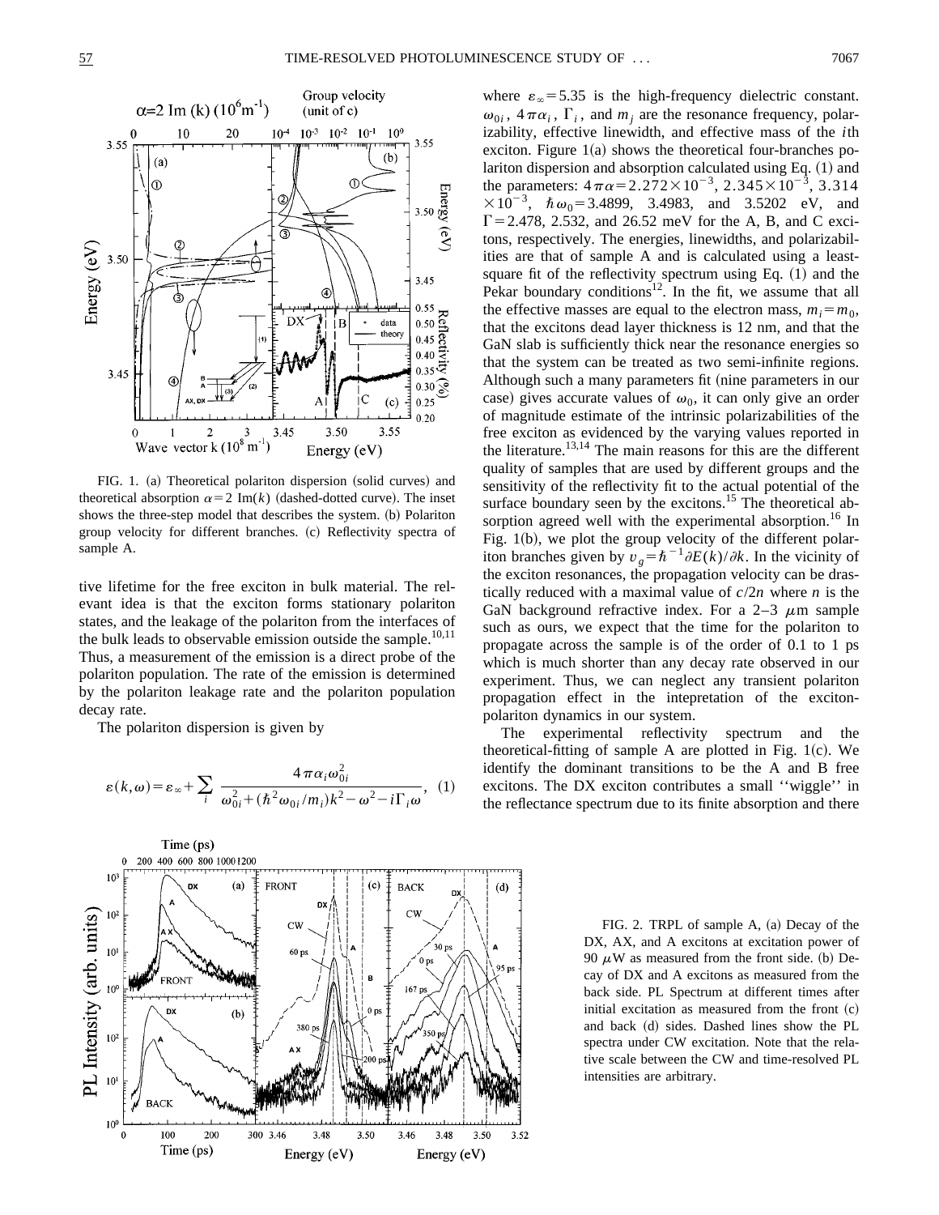FIG. 1. (a) Theoretical polariton dispersion (solid curves) and theoretical absorption $\alpha = 2\ \mathrm{Im}(k)$ (dashed-dotted curve). The inset shows the three-step model that describes the system. (b) Polariton group velocity for different branches. (c) Reflectivity spectra of sample A.

tive lifetime for the free exciton in bulk material. The relevant idea is that the exciton forms stationary polariton states, and the leakage of the polariton from the interfaces of the bulk leads to observable emission outside the sample.[10,11] Thus, a measurement of the emission is a direct probe of the polariton population. The rate of the emission is determined by the polariton leakage rate and the polariton population decay rate.

The polariton dispersion is given by

$$\varepsilon(k,\omega) = \varepsilon_\infty + \sum_i \frac{4\pi\alpha_i \omega_{0i}^2}{\omega_{0i}^2 + (\hbar^2\omega_{0i}/m_i)k^2 - \omega^2 - i\Gamma_i\omega}, \quad (1)$$

where $\varepsilon_\infty = 5.35$ is the high-frequency dielectric constant. $\omega_{0i}$, $4\pi\alpha_i$, $\Gamma_i$, and $m_j$ are the resonance frequency, polarizability, effective linewidth, and effective mass of the $i$th exciton. Figure 1(a) shows the theoretical four-branches polariton dispersion and absorption calculated using Eq. (1) and the parameters: $4\pi\alpha = 2.272\times10^{-3}$, $2.345\times10^{-3}$, $3.314\times10^{-3}$, $\hbar\omega_0 = 3.4899$, 3.4983, and 3.5202 eV, and $\Gamma = 2.478$, 2.532, and 26.52 meV for the A, B, and C excitons, respectively. The energies, linewidths, and polarizabilities are that of sample A and is calculated using a least-square fit of the reflectivity spectrum using Eq. (1) and the Pekar boundary conditions[12]. In the fit, we assume that all the effective masses are equal to the electron mass, $m_i = m_0$, that the excitons dead layer thickness is 12 nm, and that the GaN slab is sufficiently thick near the resonance energies so that the system can be treated as two semi-infinite regions. Although such a many parameters fit (nine parameters in our case) gives accurate values of $\omega_0$, it can only give an order of magnitude estimate of the intrinsic polarizabilities of the free exciton as evidenced by the varying values reported in the literature.[13,14] The main reasons for this are the different quality of samples that are used by different groups and the sensitivity of the reflectivity fit to the actual potential of the surface boundary seen by the excitons.[15] The theoretical absorption agreed well with the experimental absorption.[16] In Fig. 1(b), we plot the group velocity of the different polariton branches given by $v_g = \hbar^{-1}\partial E(k)/\partial k$. In the vicinity of the exciton resonances, the propagation velocity can be drastically reduced with a maximal value of $c/2n$ where $n$ is the GaN background refractive index. For a 2–3 $\mu$m sample such as ours, we expect that the time for the polariton to propagate across the sample is of the order of 0.1 to 1 ps which is much shorter than any decay rate observed in our experiment. Thus, we can neglect any transient polariton propagation effect in the intepretation of the exciton-polariton dynamics in our system.

The experimental reflectivity spectrum and the theoretical-fitting of sample A are plotted in Fig. 1(c). We identify the dominant transitions to be the A and B free excitons. The DX exciton contributes a small ''wiggle'' in the reflectance spectrum due to its finite absorption and there

FIG. 2. TRPL of sample A, (a) Decay of the DX, AX, and A excitons at excitation power of 90 $\mu$W as measured from the front side. (b) Decay of DX and A excitons as measured from the back side. PL Spectrum at different times after initial excitation as measured from the front (c) and back (d) sides. Dashed lines show the PL spectra under CW excitation. Note that the relative scale between the CW and time-resolved PL intensities are arbitrary.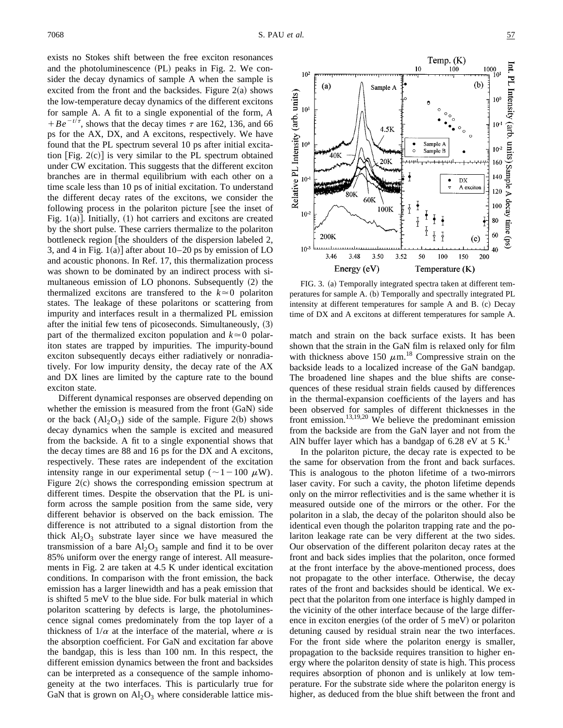exists no Stokes shift between the free exciton resonances and the photoluminescence (PL) peaks in Fig. 2. We consider the decay dynamics of sample A when the sample is excited from the front and the backsides. Figure 2(a) shows the low-temperature decay dynamics of the different excitons for sample A. A fit to a single exponential of the form, $A + Be^{-t/\tau}$, shows that the decay times $\tau$ are 162, 136, and 66 ps for the AX, DX, and A excitons, respectively. We have found that the PL spectrum several 10 ps after initial excitation [Fig. 2(c)] is very similar to the PL spectrum obtained under CW excitation. This suggests that the different exciton branches are in thermal equilibrium with each other on a time scale less than 10 ps of initial excitation. To understand the different decay rates of the excitons, we consider the following process in the polariton picture [see the inset of Fig. 1(a)]. Initially, (1) hot carriers and excitons are created by the short pulse. These carriers thermalize to the polariton bottleneck region [the shoulders of the dispersion labeled 2, 3, and 4 in Fig. 1(a)] after about 10–20 ps by emission of LO and acoustic phonons. In Ref. 17, this thermalization process was shown to be dominated by an indirect process with simultaneous emission of LO phonons. Subsequently (2) the thermalized excitons are transfered to the $k \simeq 0$ polariton states. The leakage of these polaritons or scattering from impurity and interfaces result in a thermalized PL emission after the initial few tens of picoseconds. Simultaneously, (3) part of the thermalized exciton population and $k \simeq 0$ polariton states are trapped by impurities. The impurity-bound exciton subsequently decays either radiatively or nonradiatively. For low impurity density, the decay rate of the AX and DX lines are limited by the capture rate to the bound exciton state.

Different dynamical responses are observed depending on whether the emission is measured from the front (GaN) side or the back ($Al_2O_3$) side of the sample. Figure 2(b) shows decay dynamics when the sample is excited and measured from the backside. A fit to a single exponential shows that the decay times are 88 and 16 ps for the DX and A excitons, respectively. These rates are independent of the excitation intensity range in our experimental setup ($\sim 1 - 100$ $\mu$W). Figure 2(c) shows the corresponding emission spectrum at different times. Despite the observation that the PL is uniform across the sample position from the same side, very different behavior is observed on the back emission. The difference is not attributed to a signal distortion from the thick $Al_2O_3$ substrate layer since we have measured the transmission of a bare $Al_2O_3$ sample and find it to be over 85% uniform over the energy range of interest. All measurements in Fig. 2 are taken at 4.5 K under identical excitation conditions. In comparison with the front emission, the back emission has a larger linewidth and has a peak emission that is shifted 5 meV to the blue side. For bulk material in which polariton scattering by defects is large, the photoluminescence signal comes predominately from the top layer of a thickness of $1/\alpha$ at the interface of the material, where $\alpha$ is the absorption coefficient. For GaN and excitation far above the bandgap, this is less than 100 nm. In this respect, the different emission dynamics between the front and backsides can be interpreted as a consequence of the sample inhomogeneity at the two interfaces. This is particularly true for GaN that is grown on $Al_2O_3$ where considerable lattice mismatch and strain on the back surface exists. It has been shown that the strain in the GaN film is relaxed only for film with thickness above 150 $\mu$m.[18] Compressive strain on the backside leads to a localized increase of the GaN bandgap. The broadened line shapes and the blue shifts are consequences of these residual strain fields caused by differences in the thermal-expansion coefficients of the layers and has been observed for samples of different thicknesses in the front emission.[13,19,20] We believe the predominant emission from the backside are from the GaN layer and not from the AlN buffer layer which has a bandgap of 6.28 eV at 5 K.[1]

FIG. 3. (a) Temporally integrated spectra taken at different temperatures for sample A. (b) Temporally and spectrally integrated PL intensity at different temperatures for sample A and B. (c) Decay time of DX and A excitons at different temperatures for sample A.

In the polariton picture, the decay rate is expected to be the same for observation from the front and back surfaces. This is analogous to the photon lifetime of a two-mirrors laser cavity. For such a cavity, the photon lifetime depends only on the mirror reflectivities and is the same whether it is measured outside one of the mirrors or the other. For the polariton in a slab, the decay of the polariton should also be identical even though the polariton trapping rate and the polariton leakage rate can be very different at the two sides. Our observation of the different polariton decay rates at the front and back sides implies that the polariton, once formed at the front interface by the above-mentioned process, does not propagate to the other interface. Otherwise, the decay rates of the front and backsides should be identical. We expect that the polariton from one interface is highly damped in the vicinity of the other interface because of the large difference in exciton energies (of the order of 5 meV) or polariton detuning caused by residual strain near the two interfaces. For the front side where the polariton energy is smaller, propagation to the backside requires transition to higher energy where the polariton density of state is high. This process requires absorption of phonon and is unlikely at low temperature. For the substrate side where the polariton energy is higher, as deduced from the blue shift between the front and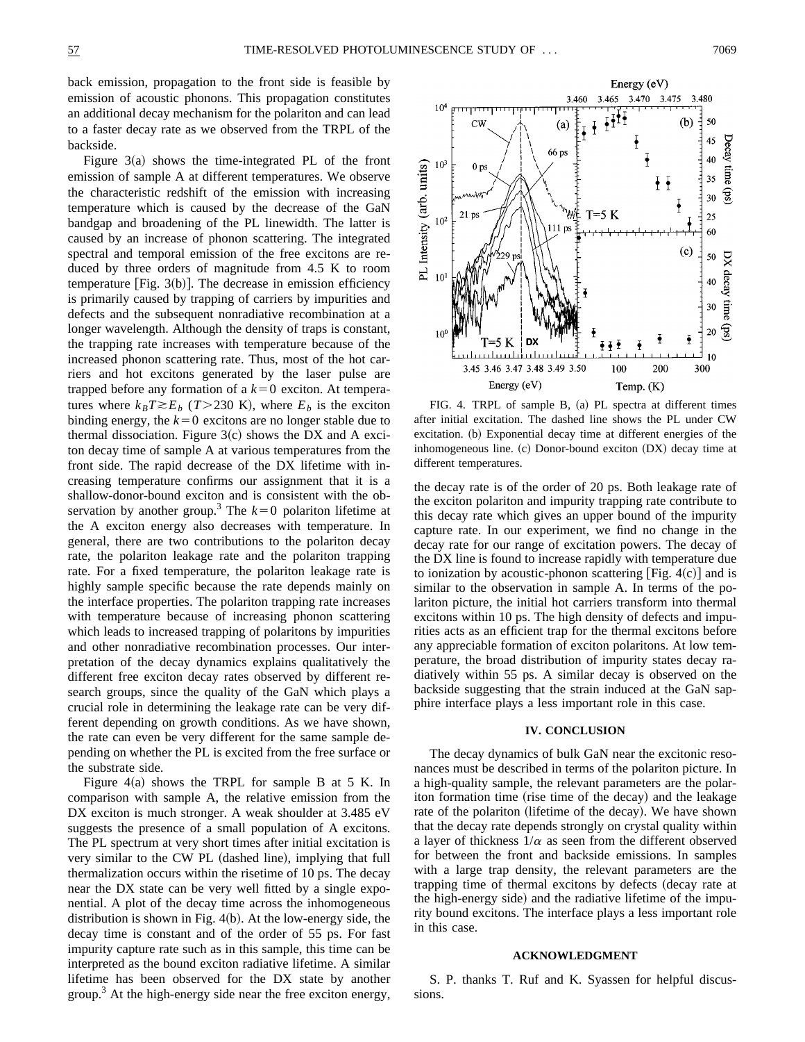back emission, propagation to the front side is feasible by emission of acoustic phonons. This propagation constitutes an additional decay mechanism for the polariton and can lead to a faster decay rate as we observed from the TRPL of the backside.

Figure 3(a) shows the time-integrated PL of the front emission of sample A at different temperatures. We observe the characteristic redshift of the emission with increasing temperature which is caused by the decrease of the GaN bandgap and broadening of the PL linewidth. The latter is caused by an increase of phonon scattering. The integrated spectral and temporal emission of the free excitons are reduced by three orders of magnitude from 4.5 K to room temperature [Fig. 3(b)]. The decrease in emission efficiency is primarily caused by trapping of carriers by impurities and defects and the subsequent nonradiative recombination at a longer wavelength. Although the density of traps is constant, the trapping rate increases with temperature because of the increased phonon scattering rate. Thus, most of the hot carriers and hot excitons generated by the laser pulse are trapped before any formation of a $k=0$ exciton. At temperatures where $k_BT \gtrsim E_b$ ($T>230$ K), where $E_b$ is the exciton binding energy, the $k=0$ excitons are no longer stable due to thermal dissociation. Figure 3(c) shows the DX and A exciton decay time of sample A at various temperatures from the front side. The rapid decrease of the DX lifetime with increasing temperature confirms our assignment that it is a shallow-donor-bound exciton and is consistent with the observation by another group.[3] The $k=0$ polariton lifetime at the A exciton energy also decreases with temperature. In general, there are two contributions to the polariton decay rate, the polariton leakage rate and the polariton trapping rate. For a fixed temperature, the polariton leakage rate is highly sample specific because the rate depends mainly on the interface properties. The polariton trapping rate increases with temperature because of increasing phonon scattering which leads to increased trapping of polaritons by impurities and other nonradiative recombination processes. Our interpretation of the decay dynamics explains qualitatively the different free exciton decay rates observed by different research groups, since the quality of the GaN which plays a crucial role in determining the leakage rate can be very different depending on growth conditions. As we have shown, the rate can even be very different for the same sample depending on whether the PL is excited from the free surface or the substrate side.

Figure 4(a) shows the TRPL for sample B at 5 K. In comparison with sample A, the relative emission from the DX exciton is much stronger. A weak shoulder at 3.485 eV suggests the presence of a small population of A excitons. The PL spectrum at very short times after initial excitation is very similar to the CW PL (dashed line), implying that full thermalization occurs within the risetime of 10 ps. The decay near the DX state can be very well fitted by a single exponential. A plot of the decay time across the inhomogeneous distribution is shown in Fig. 4(b). At the low-energy side, the decay time is constant and of the order of 55 ps. For fast impurity capture rate such as in this sample, this time can be interpreted as the bound exciton radiative lifetime. A similar lifetime has been observed for the DX state by another group.[3] At the high-energy side near the free exciton energy, the decay rate is of the order of 20 ps. Both leakage rate of the exciton polariton and impurity trapping rate contribute to this decay rate which gives an upper bound of the impurity capture rate. In our experiment, we find no change in the decay rate for our range of excitation powers. The decay of the DX line is found to increase rapidly with temperature due to ionization by acoustic-phonon scattering [Fig. 4(c)] and is similar to the observation in sample A. In terms of the polariton picture, the initial hot carriers transform into thermal excitons within 10 ps. The high density of defects and impurities acts as an efficient trap for the thermal excitons before any appreciable formation of exciton polaritons. At low temperature, the broad distribution of impurity states decay radiatively within 55 ps. A similar decay is observed on the backside suggesting that the strain induced at the GaN sapphire interface plays a less important role in this case.

FIG. 4. TRPL of sample B, (a) PL spectra at different times after initial excitation. The dashed line shows the PL under CW excitation. (b) Exponential decay time at different energies of the inhomogeneous line. (c) Donor-bound exciton (DX) decay time at different temperatures.

## IV. CONCLUSION

The decay dynamics of bulk GaN near the excitonic resonances must be described in terms of the polariton picture. In a high-quality sample, the relevant parameters are the polariton formation time (rise time of the decay) and the leakage rate of the polariton (lifetime of the decay). We have shown that the decay rate depends strongly on crystal quality within a layer of thickness $1/\alpha$ as seen from the different observed for between the front and backside emissions. In samples with a large trap density, the relevant parameters are the trapping time of thermal excitons by defects (decay rate at the high-energy side) and the radiative lifetime of the impurity bound excitons. The interface plays a less important role in this case.

## ACKNOWLEDGMENT

S. P. thanks T. Ruf and K. Syassen for helpful discussions.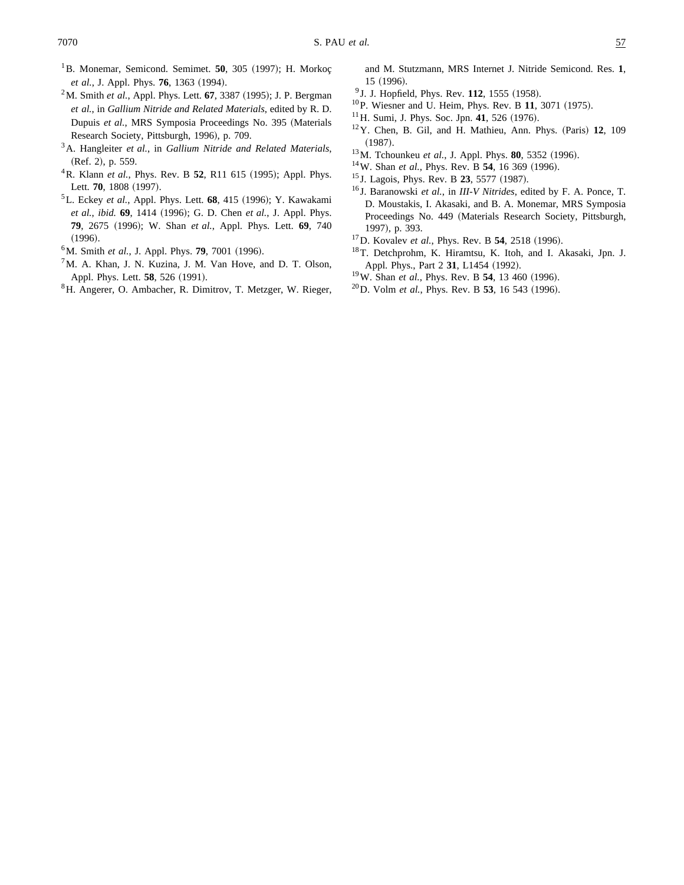[1] B. Monemar, Semicond. Semimet. **50**, 305 (1997); H. Morkoç *et al.*, J. Appl. Phys. **76**, 1363 (1994).

[2] M. Smith *et al.*, Appl. Phys. Lett. **67**, 3387 (1995); J. P. Bergman *et al.*, in *Gallium Nitride and Related Materials*, edited by R. D. Dupuis *et al.*, MRS Symposia Proceedings No. 395 (Materials Research Society, Pittsburgh, 1996), p. 709.

[3] A. Hangleiter *et al.*, in *Gallium Nitride and Related Materials*, (Ref. 2), p. 559.

[4] R. Klann *et al.*, Phys. Rev. B **52**, R11 615 (1995); Appl. Phys. Lett. **70**, 1808 (1997).

[5] L. Eckey *et al.*, Appl. Phys. Lett. **68**, 415 (1996); Y. Kawakami *et al.*, *ibid.* **69**, 1414 (1996); G. D. Chen *et al.*, J. Appl. Phys. **79**, 2675 (1996); W. Shan *et al.*, Appl. Phys. Lett. **69**, 740 (1996).

[6] M. Smith *et al.*, J. Appl. Phys. **79**, 7001 (1996).

[7] M. A. Khan, J. N. Kuzina, J. M. Van Hove, and D. T. Olson, Appl. Phys. Lett. **58**, 526 (1991).

[8] H. Angerer, O. Ambacher, R. Dimitrov, T. Metzger, W. Rieger, and M. Stutzmann, MRS Internet J. Nitride Semicond. Res. **1**, 15 (1996).

[9] J. J. Hopfield, Phys. Rev. **112**, 1555 (1958).

[10] P. Wiesner and U. Heim, Phys. Rev. B **11**, 3071 (1975).

[11] H. Sumi, J. Phys. Soc. Jpn. **41**, 526 (1976).

[12] Y. Chen, B. Gil, and H. Mathieu, Ann. Phys. (Paris) **12**, 109 (1987).

[13] M. Tchounkeu *et al.*, J. Appl. Phys. **80**, 5352 (1996).

[14] W. Shan *et al.*, Phys. Rev. B **54**, 16 369 (1996).

[15] J. Lagois, Phys. Rev. B **23**, 5577 (1987).

[16] J. Baranowski *et al.*, in *III-V Nitrides*, edited by F. A. Ponce, T. D. Moustakis, I. Akasaki, and B. A. Monemar, MRS Symposia Proceedings No. 449 (Materials Research Society, Pittsburgh, 1997), p. 393.

[17] D. Kovalev *et al.*, Phys. Rev. B **54**, 2518 (1996).

[18] T. Detchprohm, K. Hiramtsu, K. Itoh, and I. Akasaki, Jpn. J. Appl. Phys., Part 2 **31**, L1454 (1992).

[19] W. Shan *et al.*, Phys. Rev. B **54**, 13 460 (1996).

[20] D. Volm *et al.*, Phys. Rev. B **53**, 16 543 (1996).